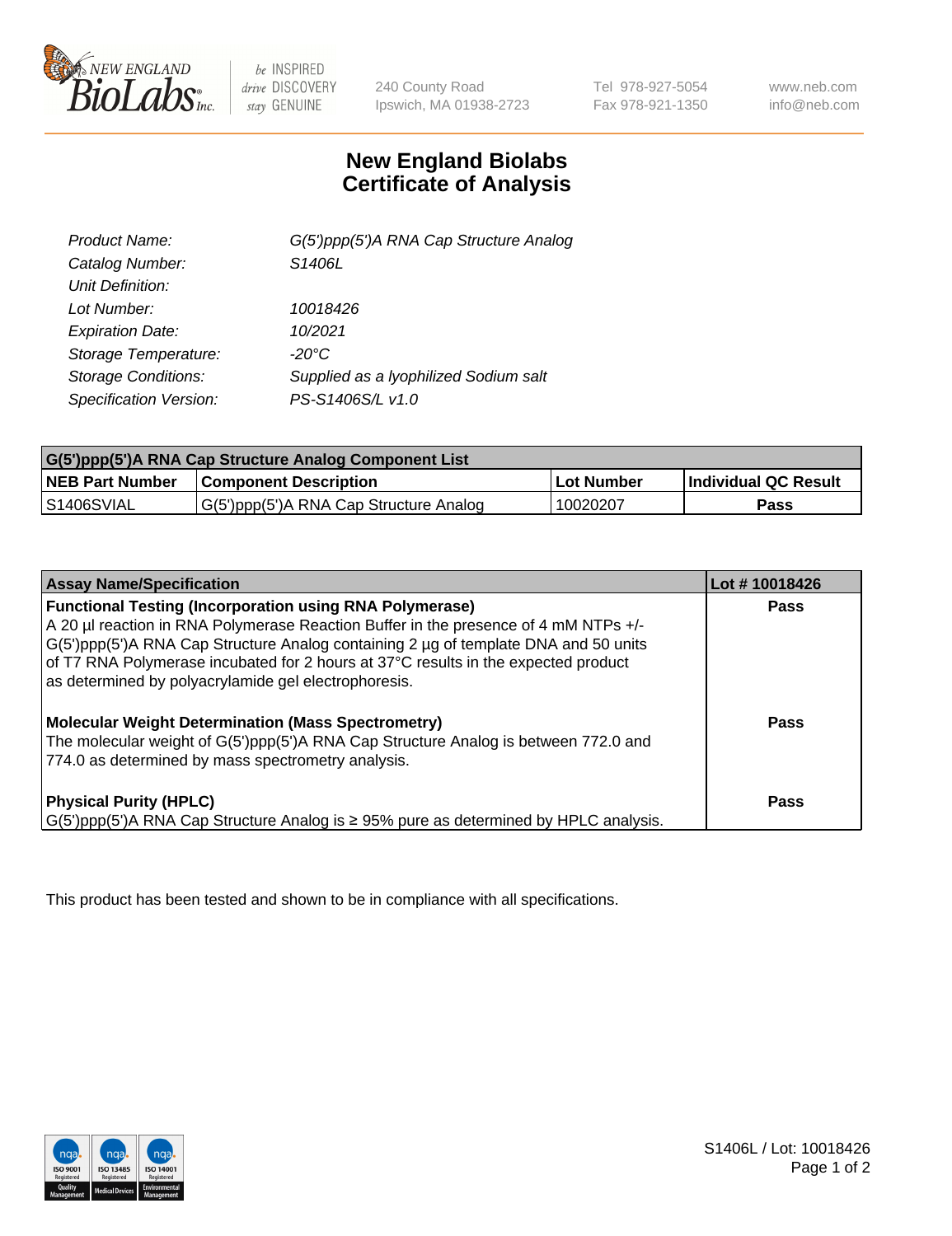240 County Road
Ipswich, MA 01938-2723

Tel 978-927-5054
Fax 978-921-1350

www.neb.com
info@neb.com

# New England Biolabs
# Certificate of Analysis

| | |
|---|---|
| *Product Name:* | *G(5')ppp(5')A RNA Cap Structure Analog* |
| *Catalog Number:* | *S1406L* |
| *Unit Definition:* | |
| *Lot Number:* | *10018426* |
| *Expiration Date:* | *10/2021* |
| *Storage Temperature:* | *-20°C* |
| *Storage Conditions:* | *Supplied as a lyophilized Sodium salt* |
| *Specification Version:* | *PS-S1406S/L v1.0* |

| G(5')ppp(5')A RNA Cap Structure Analog Component List | | | |
|---|---|---|---|
| **NEB Part Number** | **Component Description** | **Lot Number** | **Individual QC Result** |
| S1406SVIAL | G(5')ppp(5')A RNA Cap Structure Analog | 10020207 | **Pass** |

| Assay Name/Specification | Lot # 10018426 |
|---|---|
| **Functional Testing (Incorporation using RNA Polymerase)**<br>A 20 µl reaction in RNA Polymerase Reaction Buffer in the presence of 4 mM NTPs +/- G(5')ppp(5')A RNA Cap Structure Analog containing 2 µg of template DNA and 50 units of T7 RNA Polymerase incubated for 2 hours at 37°C results in the expected product as determined by polyacrylamide gel electrophoresis. | **Pass** |
| **Molecular Weight Determination (Mass Spectrometry)**<br>The molecular weight of G(5')ppp(5')A RNA Cap Structure Analog is between 772.0 and 774.0 as determined by mass spectrometry analysis. | **Pass** |
| **Physical Purity (HPLC)**<br>G(5')ppp(5')A RNA Cap Structure Analog is ≥ 95% pure as determined by HPLC analysis. | **Pass** |

This product has been tested and shown to be in compliance with all specifications.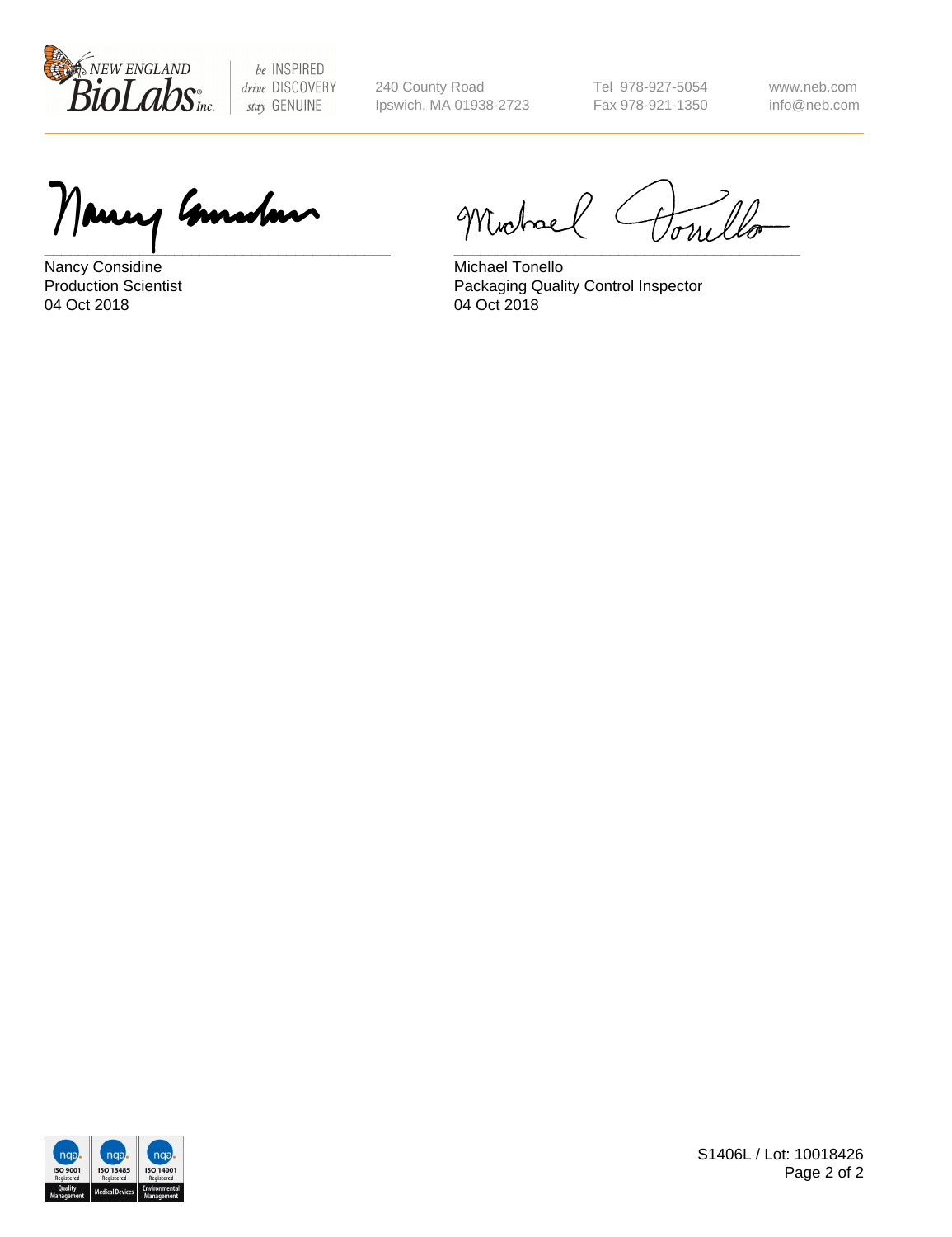Nancy Considine
Production Scientist
04 Oct 2018

Michael Tonello
Packaging Quality Control Inspector
04 Oct 2018